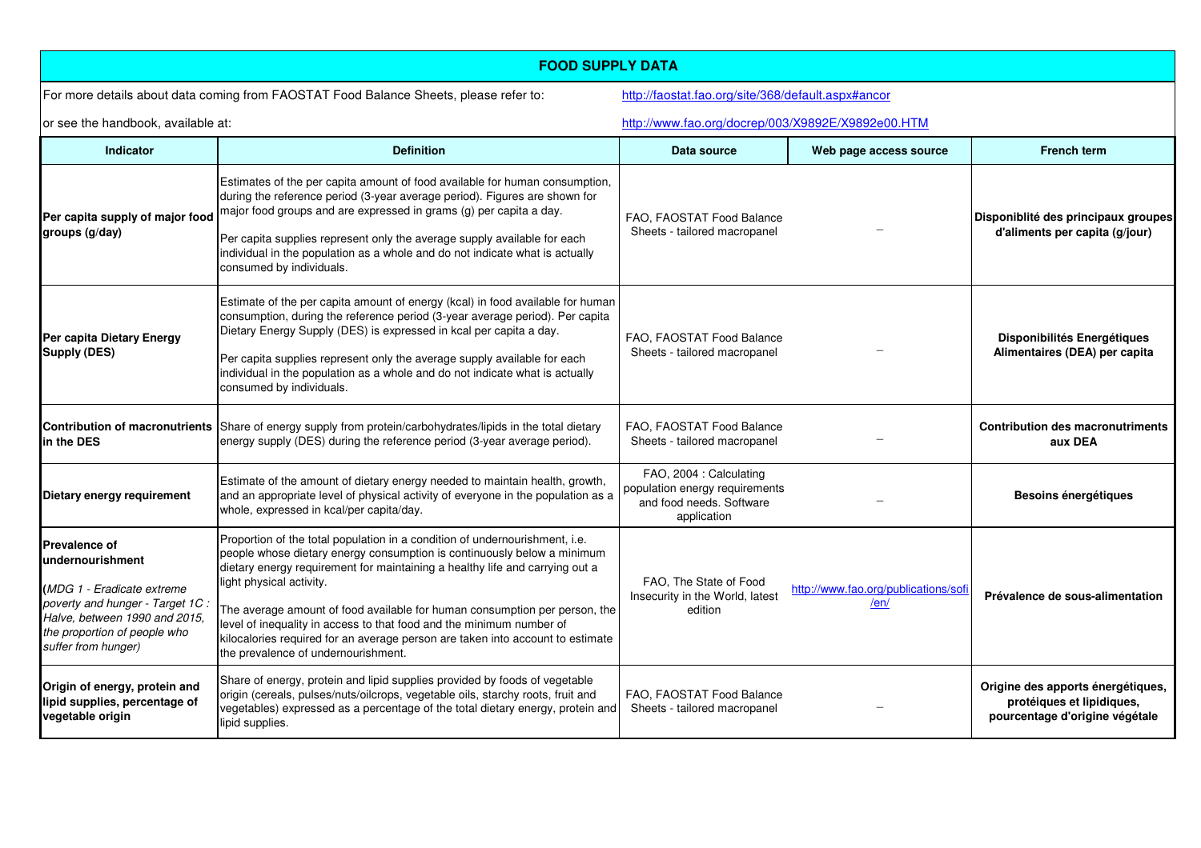# FOOD SUPPLY DATA

For more details about data coming from FAOSTAT Food Balance Sheets, please refer to: http://faostat.fao.org/site/368/default.aspx#ancor

or see the handbook, available at: http://www.fao.org/docrep/003/X9892E/X9892e00.HTM

| Indicator | Definition | Data source | Web page access source | French term |
|---|---|---|---|---|
| **Per capita supply of major food groups (g/day)** | Estimates of the per capita amount of food available for human consumption, during the reference period (3-year average period). Figures are shown for major food groups and are expressed in grams (g) per capita a day.<br><br>Per capita supplies represent only the average supply available for each individual in the population as a whole and do not indicate what is actually consumed by individuals. | FAO, FAOSTAT Food Balance Sheets - tailored macropanel | – | **Disponiblité des principaux groupes d'aliments per capita (g/jour)** |
| **Per capita Dietary Energy Supply (DES)** | Estimate of the per capita amount of energy (kcal) in food available for human consumption, during the reference period (3-year average period). Per capita Dietary Energy Supply (DES) is expressed in kcal per capita a day.<br><br>Per capita supplies represent only the average supply available for each individual in the population as a whole and do not indicate what is actually consumed by individuals. | FAO, FAOSTAT Food Balance Sheets - tailored macropanel | – | **Disponibilités Energétiques Alimentaires (DEA) per capita** |
| **Contribution of macronutrients in the DES** | Share of energy supply from protein/carbohydrates/lipids in the total dietary energy supply (DES) during the reference period (3-year average period). | FAO, FAOSTAT Food Balance Sheets - tailored macropanel | – | **Contribution des macronutriments aux DEA** |
| **Dietary energy requirement** | Estimate of the amount of dietary energy needed to maintain health, growth, and an appropriate level of physical activity of everyone in the population as a whole, expressed in kcal/per capita/day. | FAO, 2004 : Calculating population energy requirements and food needs. Software application | – | **Besoins énergétiques** |
| **Prevalence of undernourishment**<br><br>*(MDG 1 - Eradicate extreme poverty and hunger - Target 1C : Halve, between 1990 and 2015, the proportion of people who suffer from hunger)* | Proportion of the total population in a condition of undernourishment, i.e. people whose dietary energy consumption is continuously below a minimum dietary energy requirement for maintaining a healthy life and carrying out a light physical activity.<br><br>The average amount of food available for human consumption per person, the level of inequality in access to that food and the minimum number of kilocalories required for an average person are taken into account to estimate the prevalence of undernourishment. | FAO, The State of Food Insecurity in the World, latest edition | http://www.fao.org/publications/sofi/en/ | **Prévalence de sous-alimentation** |
| **Origin of energy, protein and lipid supplies, percentage of vegetable origin** | Share of energy, protein and lipid supplies provided by foods of vegetable origin (cereals, pulses/nuts/oilcrops, vegetable oils, starchy roots, fruit and vegetables) expressed as a percentage of the total dietary energy, protein and lipid supplies. | FAO, FAOSTAT Food Balance Sheets - tailored macropanel | – | **Origine des apports énergétiques, protéiques et lipidiques, pourcentage d'origine végétale** |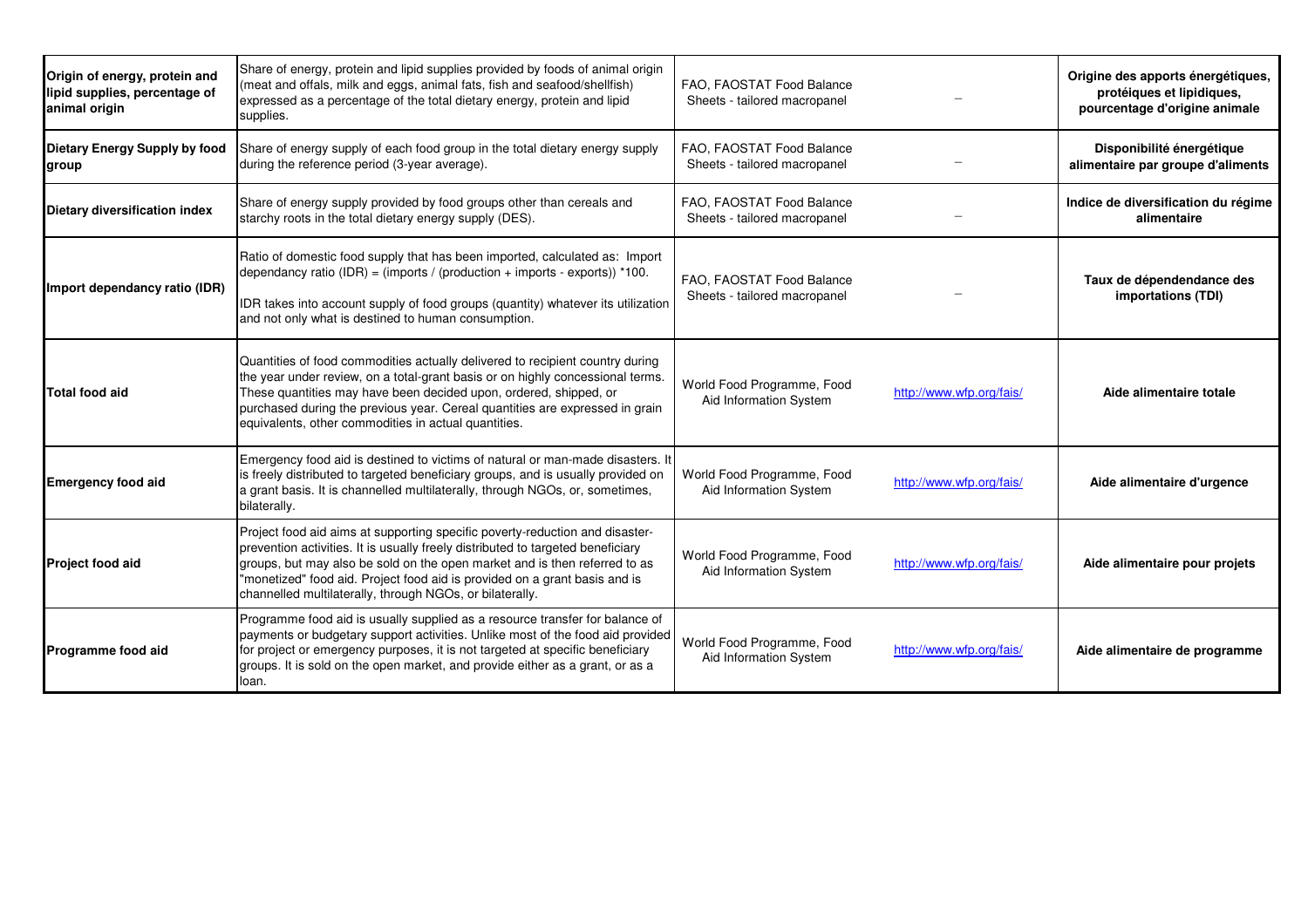| | | | | |
|---|---|---|---|---|
| **Origin of energy, protein and lipid supplies, percentage of animal origin** | Share of energy, protein and lipid supplies provided by foods of animal origin (meat and offals, milk and eggs, animal fats, fish and seafood/shellfish) expressed as a percentage of the total dietary energy, protein and lipid supplies. | FAO, FAOSTAT Food Balance Sheets - tailored macropanel | – | **Origine des apports énergétiques, protéiques et lipidiques, pourcentage d'origine animale** |
| **Dietary Energy Supply by food group** | Share of energy supply of each food group in the total dietary energy supply during the reference period (3-year average). | FAO, FAOSTAT Food Balance Sheets - tailored macropanel | – | **Disponibilité énergétique alimentaire par groupe d'aliments** |
| **Dietary diversification index** | Share of energy supply provided by food groups other than cereals and starchy roots in the total dietary energy supply (DES). | FAO, FAOSTAT Food Balance Sheets - tailored macropanel | – | **Indice de diversification du régime alimentaire** |
| **Import dependancy ratio (IDR)** | Ratio of domestic food supply that has been imported, calculated as: Import dependancy ratio (IDR) = (imports / (production + imports - exports)) *100. IDR takes into account supply of food groups (quantity) whatever its utilization and not only what is destined to human consumption. | FAO, FAOSTAT Food Balance Sheets - tailored macropanel | – | **Taux de dépendance des importations (TDI)** |
| **Total food aid** | Quantities of food commodities actually delivered to recipient country during the year under review, on a total-grant basis or on highly concessional terms. These quantities may have been decided upon, ordered, shipped, or purchased during the previous year. Cereal quantities are expressed in grain equivalents, other commodities in actual quantities. | World Food Programme, Food Aid Information System | http://www.wfp.org/fais/ | **Aide alimentaire totale** |
| **Emergency food aid** | Emergency food aid is destined to victims of natural or man-made disasters. It is freely distributed to targeted beneficiary groups, and is usually provided on a grant basis. It is channelled multilaterally, through NGOs, or, sometimes, bilaterally. | World Food Programme, Food Aid Information System | http://www.wfp.org/fais/ | **Aide alimentaire d'urgence** |
| **Project food aid** | Project food aid aims at supporting specific poverty-reduction and disaster-prevention activities. It is usually freely distributed to targeted beneficiary groups, but may also be sold on the open market and is then referred to as "monetized" food aid. Project food aid is provided on a grant basis and is channelled multilaterally, through NGOs, or bilaterally. | World Food Programme, Food Aid Information System | http://www.wfp.org/fais/ | **Aide alimentaire pour projets** |
| **Programme food aid** | Programme food aid is usually supplied as a resource transfer for balance of payments or budgetary support activities. Unlike most of the food aid provided for project or emergency purposes, it is not targeted at specific beneficiary groups. It is sold on the open market, and provide either as a grant, or as a loan. | World Food Programme, Food Aid Information System | http://www.wfp.org/fais/ | **Aide alimentaire de programme** |